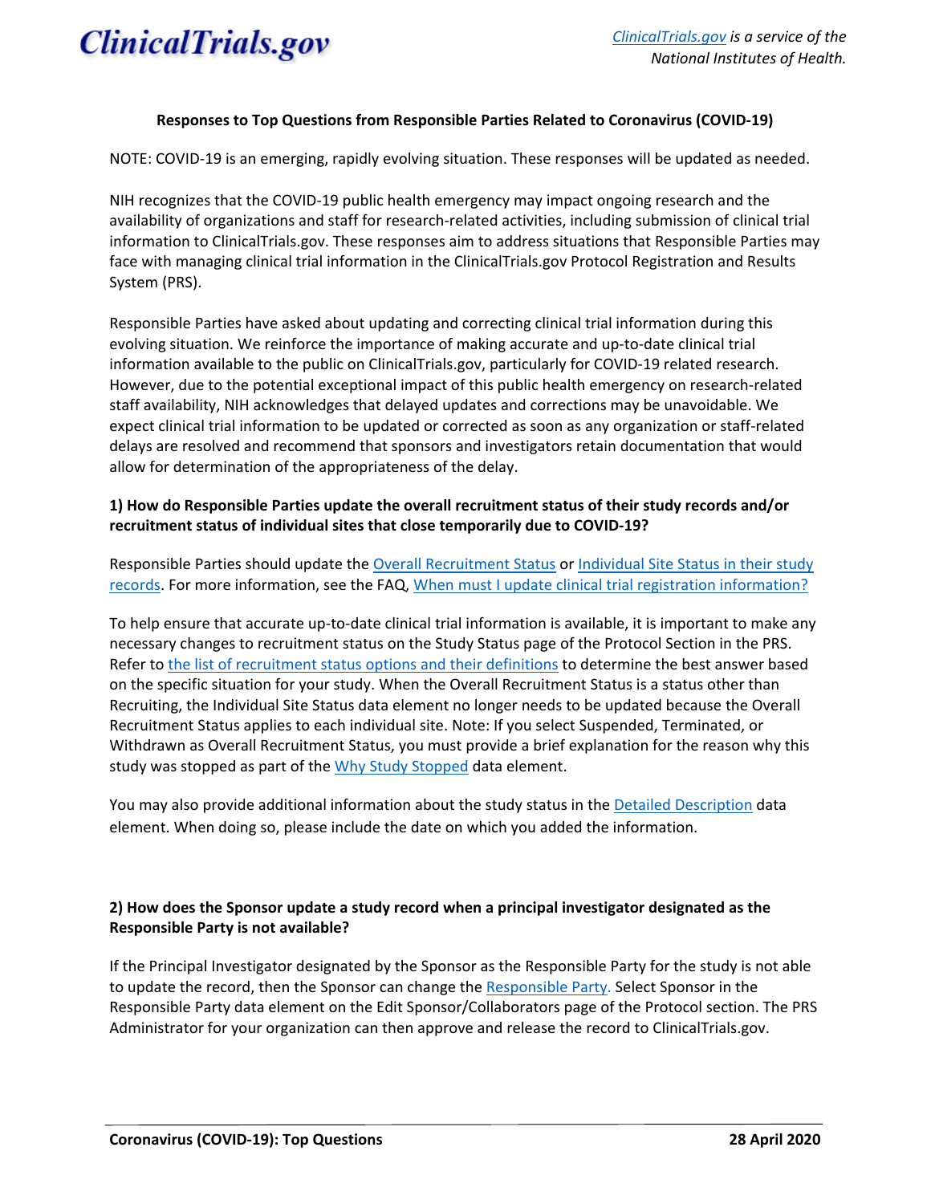**Responses to Top Questions from Responsible Parties Related to Coronavirus (COVID-19)**

NOTE: COVID-19 is an emerging, rapidly evolving situation. These responses will be updated as needed.

NIH recognizes that the COVID-19 public health emergency may impact ongoing research and the availability of organizations and staff for research-related activities, including submission of clinical trial information to ClinicalTrials.gov. These responses aim to address situations that Responsible Parties may face with managing clinical trial information in the ClinicalTrials.gov Protocol Registration and Results System (PRS).

Responsible Parties have asked about updating and correcting clinical trial information during this evolving situation. We reinforce the importance of making accurate and up-to-date clinical trial information available to the public on ClinicalTrials.gov, particularly for COVID-19 related research. However, due to the potential exceptional impact of this public health emergency on research-related staff availability, NIH acknowledges that delayed updates and corrections may be unavoidable. We expect clinical trial information to be updated or corrected as soon as any organization or staff-related delays are resolved and recommend that sponsors and investigators retain documentation that would allow for determination of the appropriateness of the delay.

**1) How do Responsible Parties update the overall recruitment status of their study records and/or recruitment status of individual sites that close temporarily due to COVID-19?**

Responsible Parties should update the Overall Recruitment Status or Individual Site Status in their study records. For more information, see the FAQ, When must I update clinical trial registration information?

To help ensure that accurate up-to-date clinical trial information is available, it is important to make any necessary changes to recruitment status on the Study Status page of the Protocol Section in the PRS. Refer to the list of recruitment status options and their definitions to determine the best answer based on the specific situation for your study. When the Overall Recruitment Status is a status other than Recruiting, the Individual Site Status data element no longer needs to be updated because the Overall Recruitment Status applies to each individual site. Note: If you select Suspended, Terminated, or Withdrawn as Overall Recruitment Status, you must provide a brief explanation for the reason why this study was stopped as part of the Why Study Stopped data element.

You may also provide additional information about the study status in the Detailed Description data element. When doing so, please include the date on which you added the information.

**2) How does the Sponsor update a study record when a principal investigator designated as the Responsible Party is not available?**

If the Principal Investigator designated by the Sponsor as the Responsible Party for the study is not able to update the record, then the Sponsor can change the Responsible Party. Select Sponsor in the Responsible Party data element on the Edit Sponsor/Collaborators page of the Protocol section. The PRS Administrator for your organization can then approve and release the record to ClinicalTrials.gov.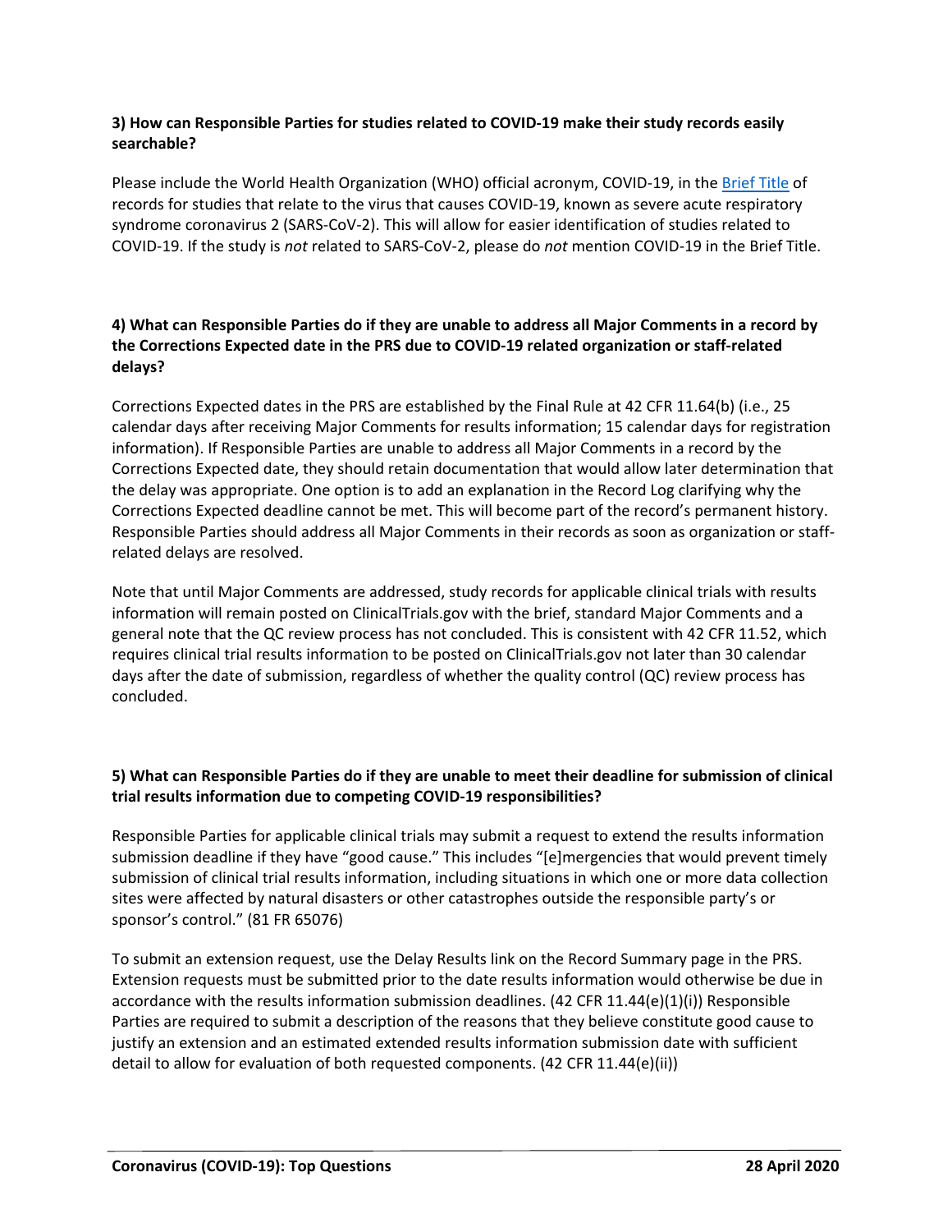**3) How can Responsible Parties for studies related to COVID-19 make their study records easily searchable?**

Please include the World Health Organization (WHO) official acronym, COVID-19, in the Brief Title of records for studies that relate to the virus that causes COVID-19, known as severe acute respiratory syndrome coronavirus 2 (SARS-CoV-2). This will allow for easier identification of studies related to COVID-19. If the study is *not* related to SARS-CoV-2, please do *not* mention COVID-19 in the Brief Title.

**4) What can Responsible Parties do if they are unable to address all Major Comments in a record by the Corrections Expected date in the PRS due to COVID-19 related organization or staff-related delays?**

Corrections Expected dates in the PRS are established by the Final Rule at 42 CFR 11.64(b) (i.e., 25 calendar days after receiving Major Comments for results information; 15 calendar days for registration information). If Responsible Parties are unable to address all Major Comments in a record by the Corrections Expected date, they should retain documentation that would allow later determination that the delay was appropriate. One option is to add an explanation in the Record Log clarifying why the Corrections Expected deadline cannot be met. This will become part of the record's permanent history. Responsible Parties should address all Major Comments in their records as soon as organization or staff-related delays are resolved.

Note that until Major Comments are addressed, study records for applicable clinical trials with results information will remain posted on ClinicalTrials.gov with the brief, standard Major Comments and a general note that the QC review process has not concluded. This is consistent with 42 CFR 11.52, which requires clinical trial results information to be posted on ClinicalTrials.gov not later than 30 calendar days after the date of submission, regardless of whether the quality control (QC) review process has concluded.

**5) What can Responsible Parties do if they are unable to meet their deadline for submission of clinical trial results information due to competing COVID-19 responsibilities?**

Responsible Parties for applicable clinical trials may submit a request to extend the results information submission deadline if they have "good cause." This includes "[e]mergencies that would prevent timely submission of clinical trial results information, including situations in which one or more data collection sites were affected by natural disasters or other catastrophes outside the responsible party's or sponsor's control." (81 FR 65076)

To submit an extension request, use the Delay Results link on the Record Summary page in the PRS. Extension requests must be submitted prior to the date results information would otherwise be due in accordance with the results information submission deadlines. (42 CFR 11.44(e)(1)(i)) Responsible Parties are required to submit a description of the reasons that they believe constitute good cause to justify an extension and an estimated extended results information submission date with sufficient detail to allow for evaluation of both requested components. (42 CFR 11.44(e)(ii))